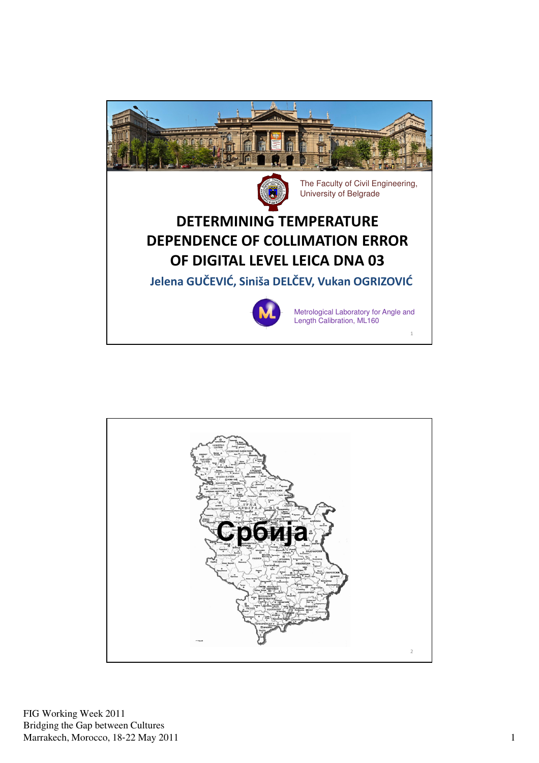The Faculty of Civil Engineering, University of Belgrade

# DETERMINING TEMPERATURE DEPENDENCE OF COLLIMATION ERROR OF DIGITAL LEVEL LEICA DNA 03

**Jelena GUČEVIĆ, Siniša DELČEV, Vukan OGRIZOVIĆ**

Metrological Laboratory for Angle and Length Calibration, ML160

Србија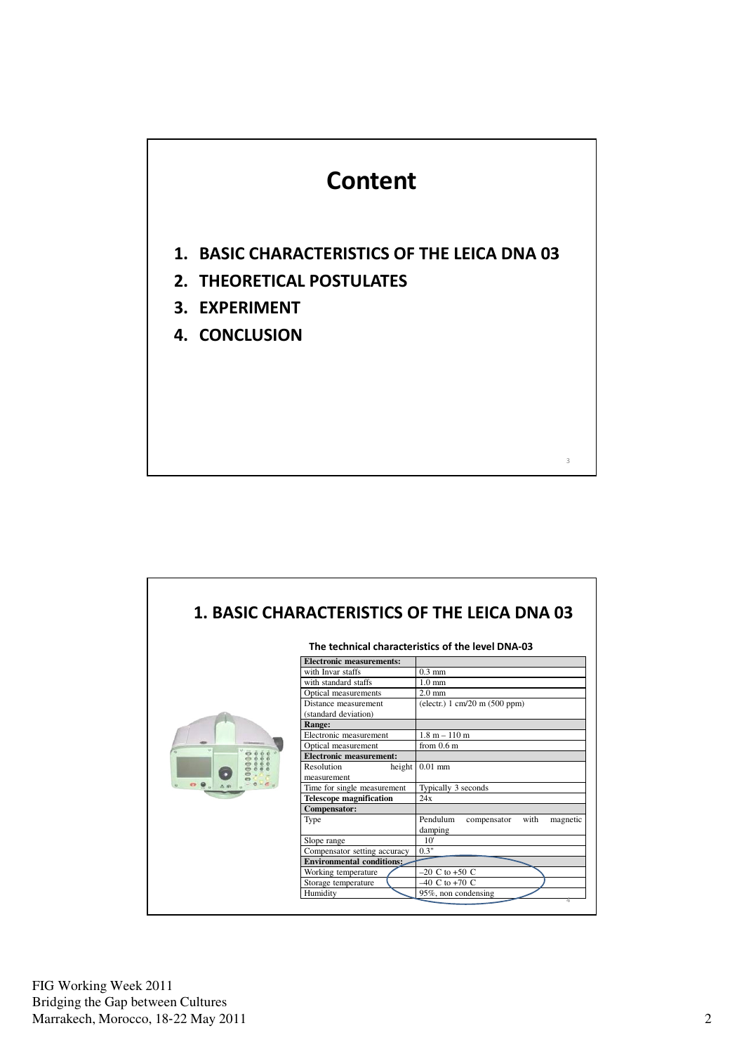# Content

1. **BASIC CHARACTERISTICS OF THE LEICA DNA 03**
2. **THEORETICAL POSTULATES**
3. **EXPERIMENT**
4. **CONCLUSION**

## 1. BASIC CHARACTERISTICS OF THE LEICA DNA 03

**The technical characteristics of the level DNA-03**

| **Electronic measurements:** | |
|---|---|
| with Invar staffs | 0.3 mm |
| with standard staffs | 1.0 mm |
| Optical measurements | 2.0 mm |
| Distance measurement (standard deviation) | (electr.) 1 cm/20 m (500 ppm) |
| **Range:** | |
| Electronic measurement | 1.8 m – 110 m |
| Optical measurement | from 0.6 m |
| **Electronic measurement:** | |
| Resolution height measurement | 0.01 mm |
| Time for single measurement | Typically 3 seconds |
| **Telescope magnification** | 24x |
| **Compensator:** | |
| Type | Pendulum compensator with magnetic damping |
| Slope range | 10' |
| Compensator setting accuracy | 0.3" |
| **Environmental conditions:** | |
| Working temperature | –20 C to +50 C |
| Storage temperature | –40 C to +70 C |
| Humidity | 95%, non condensing |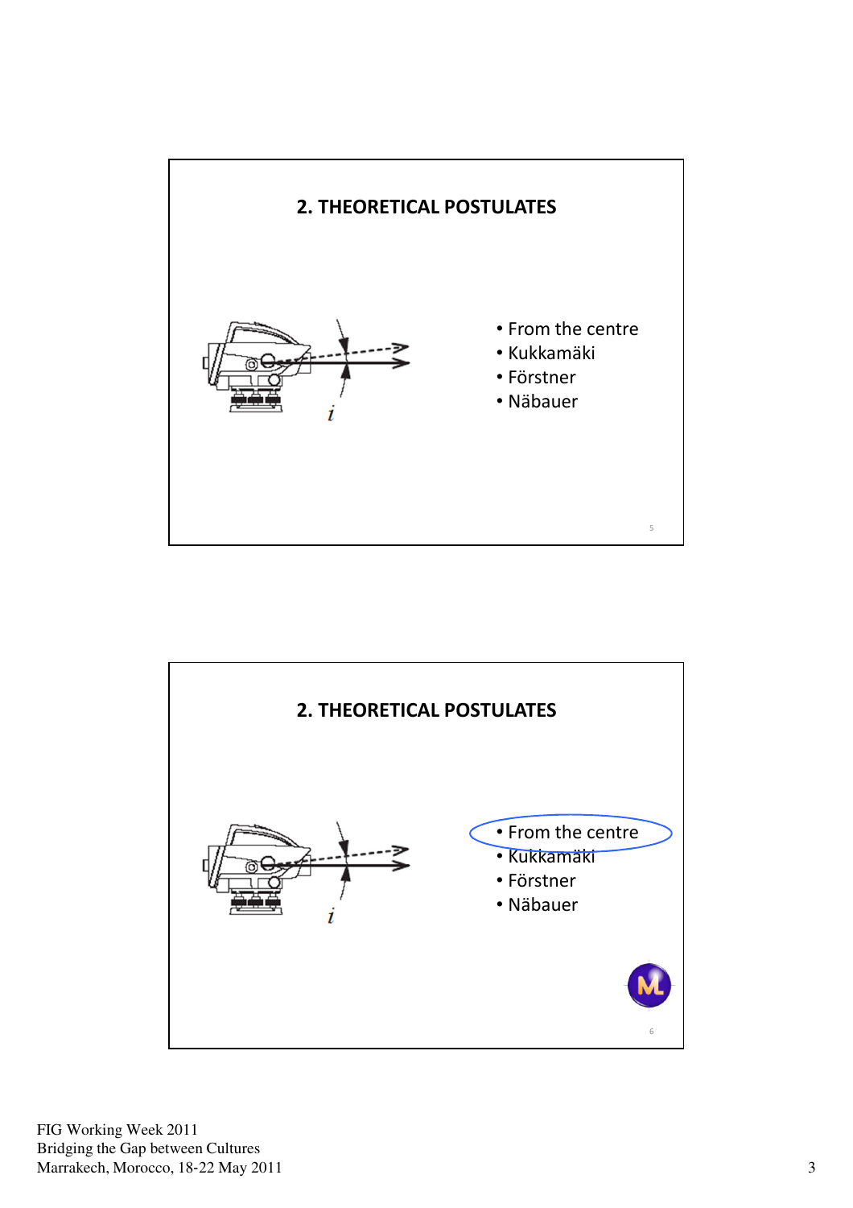## 2. THEORETICAL POSTULATES

- From the centre
- Kukkamäki
- Förstner
- Näbauer

## 2. THEORETICAL POSTULATES

- From the centre
- Kukkamäki
- Förstner
- Näbauer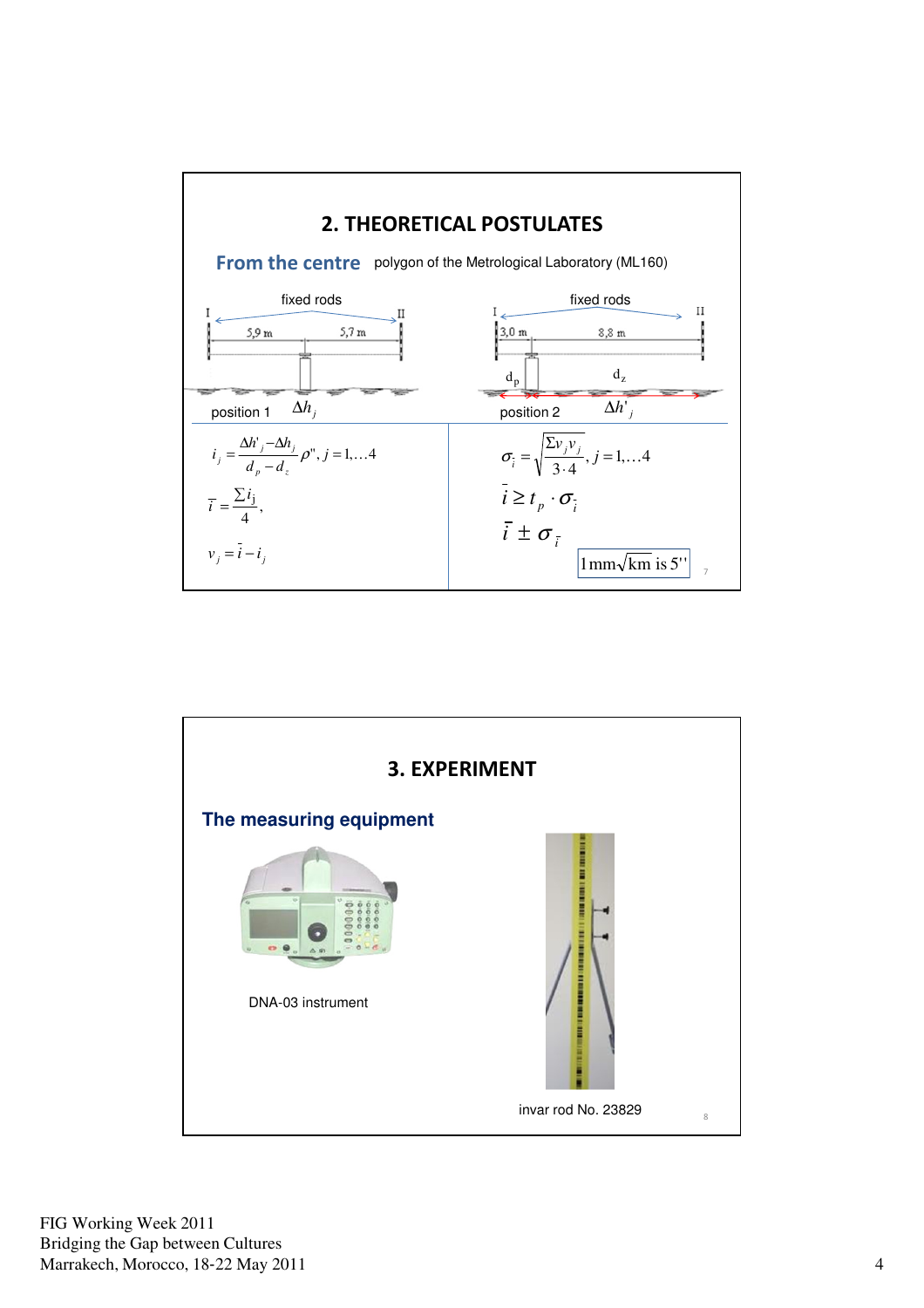## 2. THEORETICAL POSTULATES

**From the centre** polygon of the Metrological Laboratory (ML160)

fixed rods — I, II — 5,9 m, 5,7 m — position 1 $\Delta h_j$

fixed rods — I, II — 3,0 m, 8,8 m — $d_p$, $d_z$ — position 2 $\Delta h'_j$

$$i_j = \frac{\Delta h'_j - \Delta h_j}{d_p - d_z}\rho'', \; j = 1,\ldots 4$$

$$\bar{i} = \frac{\Sigma i_j}{4},$$

$$v_j = \bar{i} - i_j$$

$$\sigma_{\bar{i}} = \sqrt{\frac{\Sigma v_j v_j}{3 \cdot 4}}, \; j = 1,\ldots 4$$

$$\bar{i} \geq t_p \cdot \sigma_{\bar{i}}$$

$$\bar{i} \pm \sigma_{\bar{i}}$$

$1\,\text{mm}\sqrt{\text{km}}$ is $5''$

## 3. EXPERIMENT

**The measuring equipment**

DNA-03 instrument

invar rod No. 23829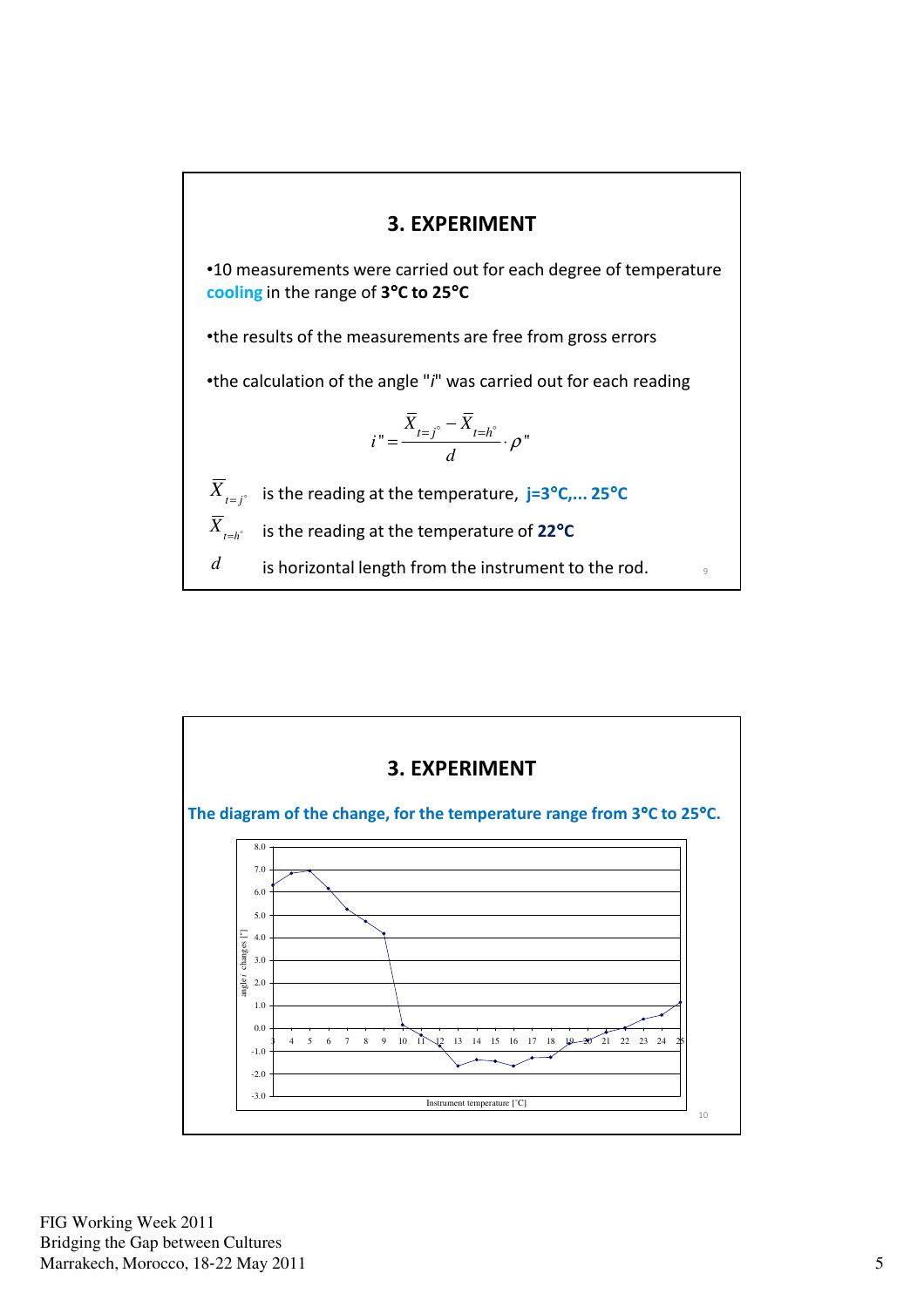## 3. EXPERIMENT

- 10 measurements were carried out for each degree of temperature **cooling** in the range of **3°C to 25°C**
- the results of the measurements are free from gross errors
- the calculation of the angle "*i*" was carried out for each reading

$$i'' = \frac{\overline{X}_{t=j^\circ} - \overline{X}_{t=h^\circ}}{d} \cdot \rho''$$

$\overline{X}_{t=j^\circ}$ is the reading at the temperature, **j=3°C,... 25°C**

$\overline{X}_{t=h^\circ}$ is the reading at the temperature of **22°C**

$d$ is horizontal length from the instrument to the rod.

## 3. EXPERIMENT

**The diagram of the change, for the temperature range from 3°C to 25°C.**

angle *i* changes ["]

Instrument temperature [°C]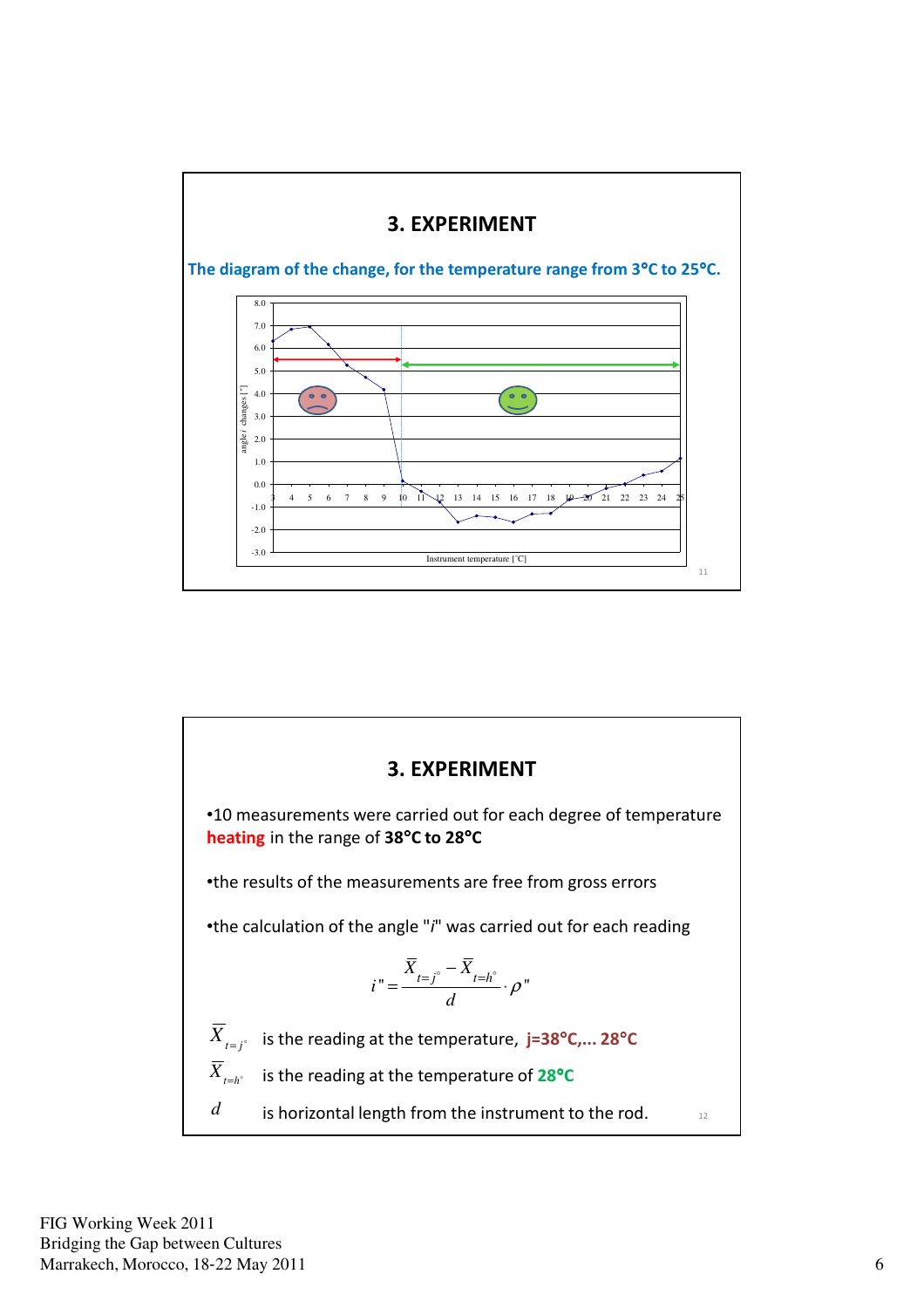## 3. EXPERIMENT

The diagram of the change, for the temperature range from 3°C to 25°C.

## 3. EXPERIMENT

- 10 measurements were carried out for each degree of temperature **heating** in the range of **38°C to 28°C**
- the results of the measurements are free from gross errors
- the calculation of the angle "*i*" was carried out for each reading

$$i" = \frac{\overline{X}_{t=j^\circ} - \overline{X}_{t=h^\circ}}{d} \cdot \rho"$$

$\overline{X}_{t=j^\circ}$ is the reading at the temperature, **j=38°C,... 28°C**

$\overline{X}_{t=h^\circ}$ is the reading at the temperature of **28°C**

$d$ is horizontal length from the instrument to the rod.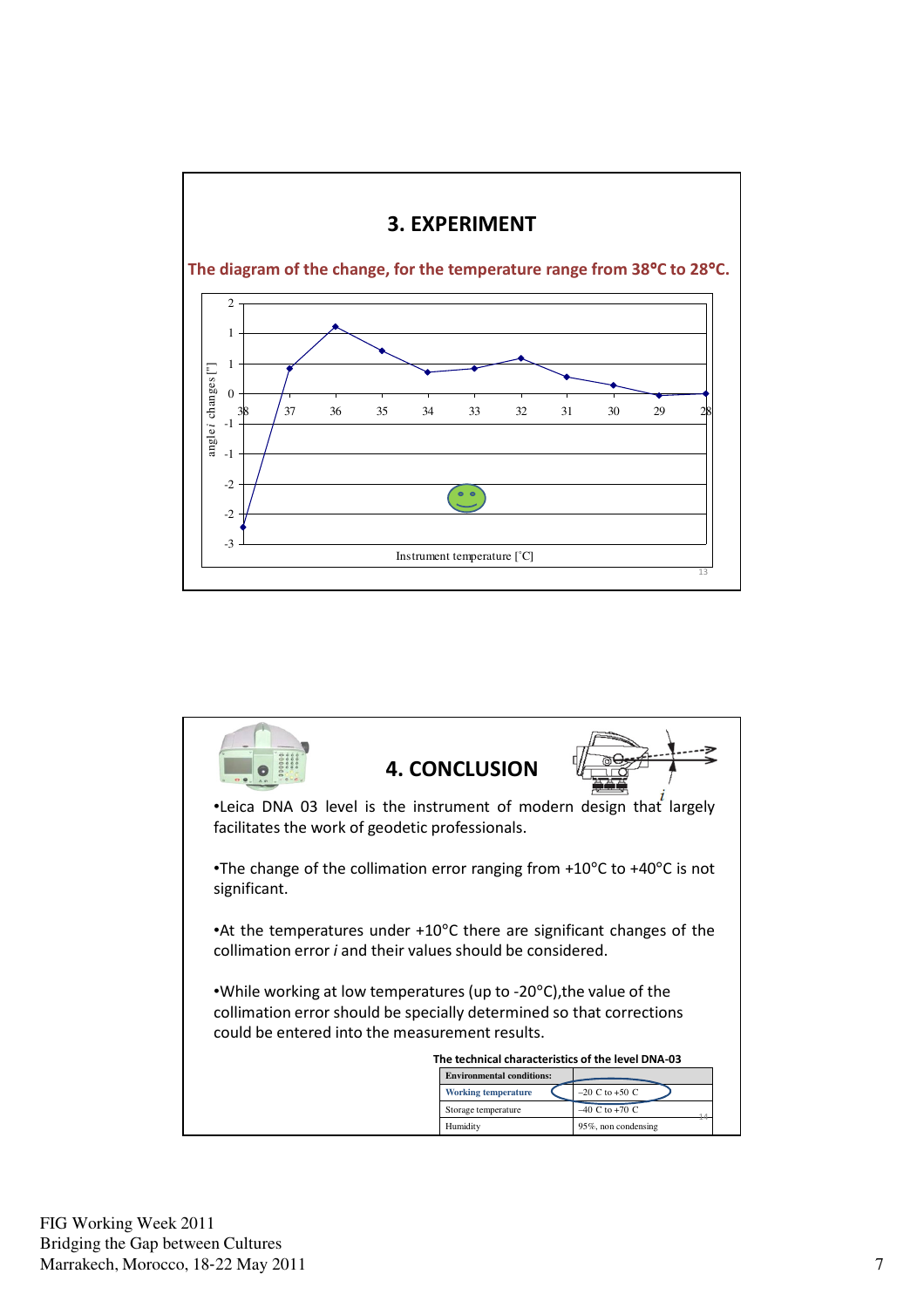## 3. EXPERIMENT

**The diagram of the change, for the temperature range from 38°C to 28°C.**

angle *i* changes ["]

Instrument temperature [°C]

## 4. CONCLUSION

•Leica DNA 03 level is the instrument of modern design that largely facilitates the work of geodetic professionals.

•The change of the collimation error ranging from +10°C to +40°C is not significant.

•At the temperatures under +10°C there are significant changes of the collimation error *i* and their values should be considered.

•While working at low temperatures (up to -20°C),the value of the collimation error should be specially determined so that corrections could be entered into the measurement results.

**The technical characteristics of the level DNA-03**

| Environmental conditions: | |
|---|---|
| Working temperature | –20 C to +50 C |
| Storage temperature | –40 C to +70 C |
| Humidity | 95%, non condensing |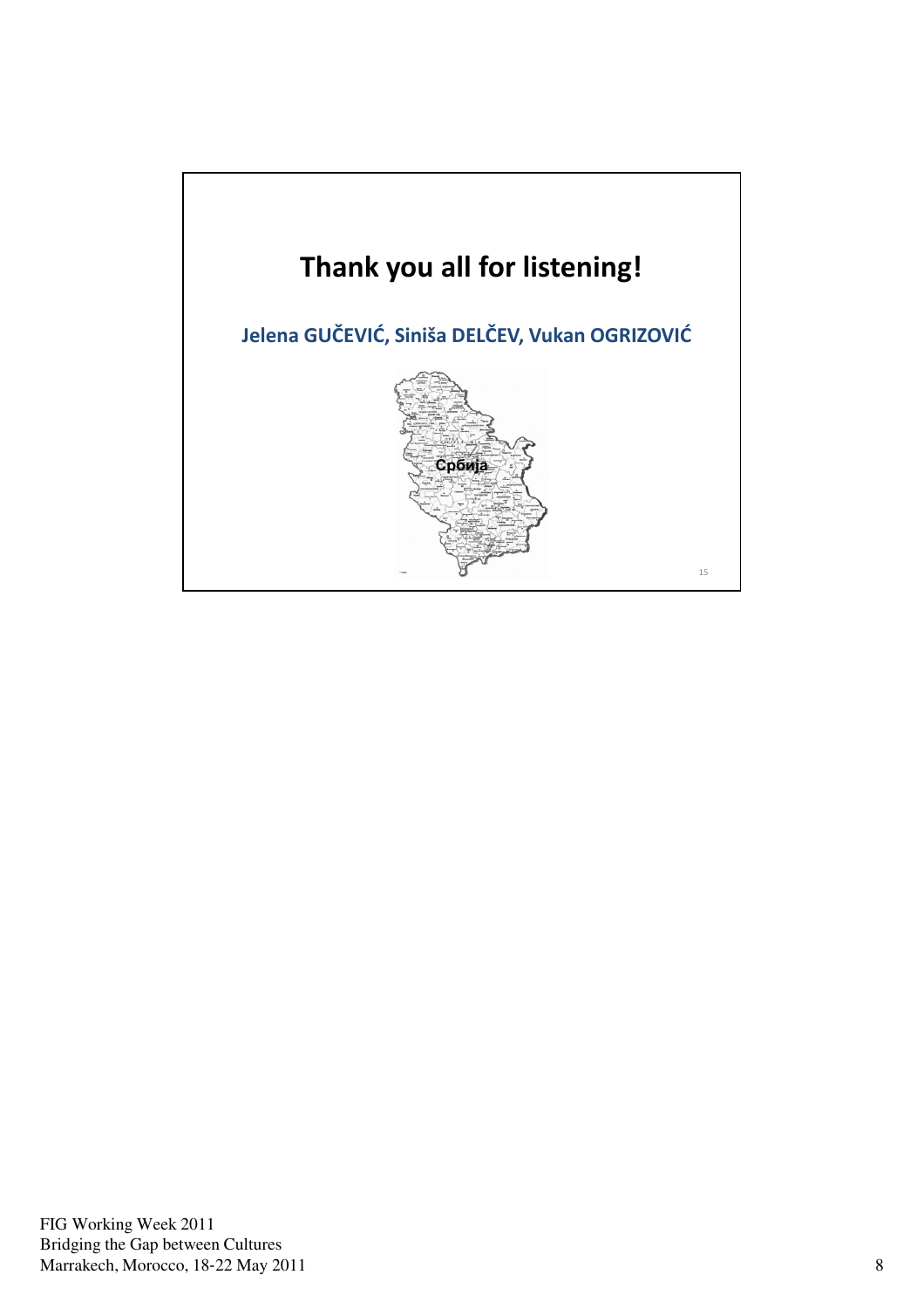# Thank you all for listening!

**Jelena GUČEVIĆ, Siniša DELČEV, Vukan OGRIZOVIĆ**

Србија